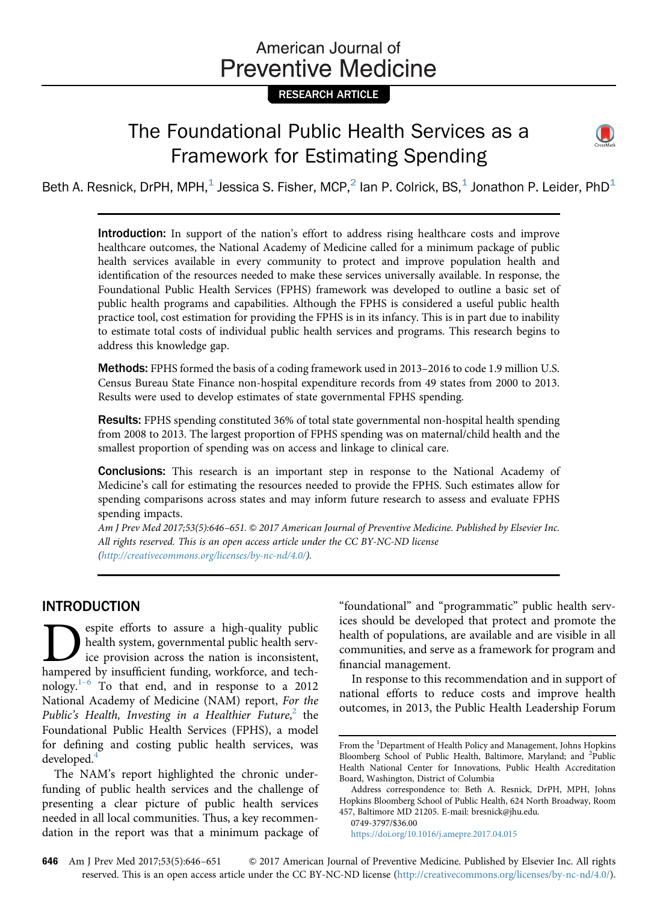American Journal of Preventive Medicine

RESEARCH ARTICLE

# The Foundational Public Health Services as a Framework for Estimating Spending

Beth A. Resnick, DrPH, MPH,[1] Jessica S. Fisher, MCP,[2] Ian P. Colrick, BS,[1] Jonathon P. Leider, PhD[1]

**Introduction:** In support of the nation's effort to address rising healthcare costs and improve healthcare outcomes, the National Academy of Medicine called for a minimum package of public health services available in every community to protect and improve population health and identification of the resources needed to make these services universally available. In response, the Foundational Public Health Services (FPHS) framework was developed to outline a basic set of public health programs and capabilities. Although the FPHS is considered a useful public health practice tool, cost estimation for providing the FPHS is in its infancy. This is in part due to inability to estimate total costs of individual public health services and programs. This research begins to address this knowledge gap.

**Methods:** FPHS formed the basis of a coding framework used in 2013–2016 to code 1.9 million U.S. Census Bureau State Finance non-hospital expenditure records from 49 states from 2000 to 2013. Results were used to develop estimates of state governmental FPHS spending.

**Results:** FPHS spending constituted 36% of total state governmental non-hospital health spending from 2008 to 2013. The largest proportion of FPHS spending was on maternal/child health and the smallest proportion of spending was on access and linkage to clinical care.

**Conclusions:** This research is an important step in response to the National Academy of Medicine's call for estimating the resources needed to provide the FPHS. Such estimates allow for spending comparisons across states and may inform future research to assess and evaluate FPHS spending impacts.

*Am J Prev Med 2017;53(5):646–651. © 2017 American Journal of Preventive Medicine. Published by Elsevier Inc. All rights reserved. This is an open access article under the CC BY-NC-ND license (http://creativecommons.org/licenses/by-nc-nd/4.0/).*

## INTRODUCTION

Despite efforts to assure a high-quality public health system, governmental public health service provision across the nation is inconsistent, hampered by insufficient funding, workforce, and technology.[1–6] To that end, and in response to a 2012 National Academy of Medicine (NAM) report, *For the Public's Health, Investing in a Healthier Future*,[2] the Foundational Public Health Services (FPHS), a model for defining and costing public health services, was developed.[4]

The NAM's report highlighted the chronic underfunding of public health services and the challenge of presenting a clear picture of public health services needed in all local communities. Thus, a key recommendation in the report was that a minimum package of "foundational" and "programmatic" public health services should be developed that protect and promote the health of populations, are available and are visible in all communities, and serve as a framework for program and financial management.

In response to this recommendation and in support of national efforts to reduce costs and improve health outcomes, in 2013, the Public Health Leadership Forum

From the [1]Department of Health Policy and Management, Johns Hopkins Bloomberg School of Public Health, Baltimore, Maryland; and [2]Public Health National Center for Innovations, Public Health Accreditation Board, Washington, District of Columbia

Address correspondence to: Beth A. Resnick, DrPH, MPH, Johns Hopkins Bloomberg School of Public Health, 624 North Broadway, Room 457, Baltimore MD 21205. E-mail: bresnick@jhu.edu.

0749-3797/$36.00

https://doi.org/10.1016/j.amepre.2017.04.015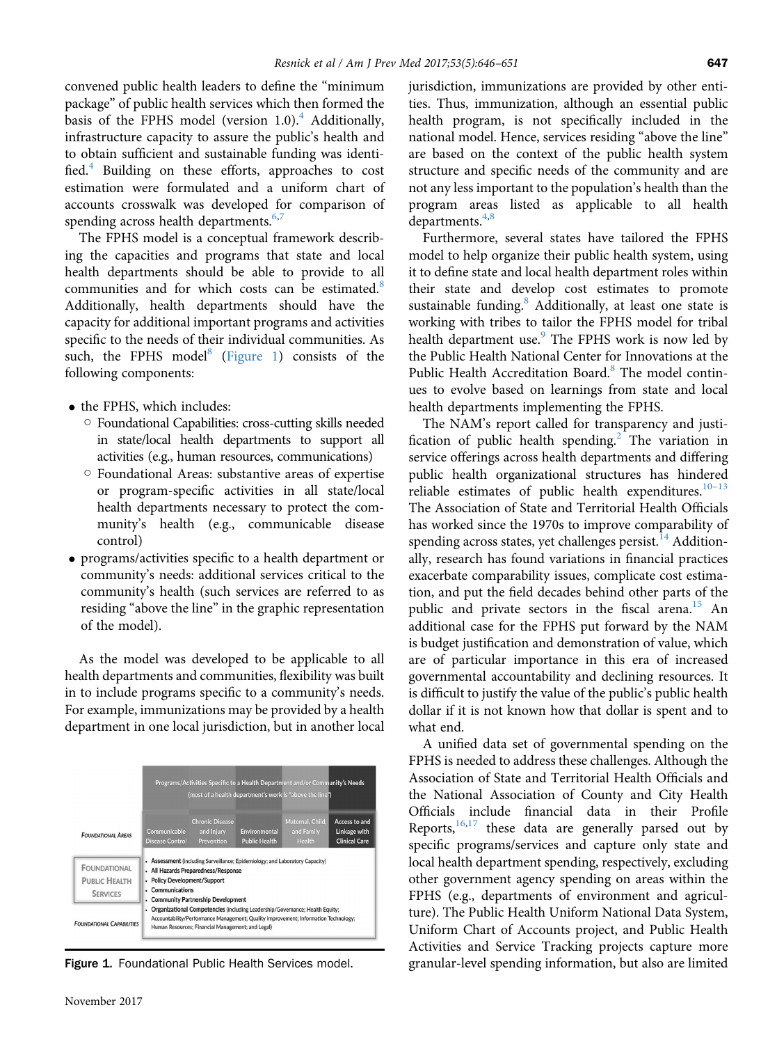convened public health leaders to define the "minimum package" of public health services which then formed the basis of the FPHS model (version 1.0).[4] Additionally, infrastructure capacity to assure the public's health and to obtain sufficient and sustainable funding was identified.[4] Building on these efforts, approaches to cost estimation were formulated and a uniform chart of accounts crosswalk was developed for comparison of spending across health departments.[6,7]

The FPHS model is a conceptual framework describing the capacities and programs that state and local health departments should be able to provide to all communities and for which costs can be estimated.[8] Additionally, health departments should have the capacity for additional important programs and activities specific to the needs of their individual communities. As such, the FPHS model[8] (Figure 1) consists of the following components:

- the FPHS, which includes:
  - Foundational Capabilities: cross-cutting skills needed in state/local health departments to support all activities (e.g., human resources, communications)
  - Foundational Areas: substantive areas of expertise or program-specific activities in all state/local health departments necessary to protect the community's health (e.g., communicable disease control)
- programs/activities specific to a health department or community's needs: additional services critical to the community's health (such services are referred to as residing "above the line" in the graphic representation of the model).

As the model was developed to be applicable to all health departments and communities, flexibility was built in to include programs specific to a community's needs. For example, immunizations may be provided by a health department in one local jurisdiction, but in another local jurisdiction, immunizations are provided by other entities. Thus, immunization, although an essential public health program, is not specifically included in the national model. Hence, services residing "above the line" are based on the context of the public health system structure and specific needs of the community and are not any less important to the population's health than the program areas listed as applicable to all health departments.[4,8]

Programs/Activities Specific to a Health Department and/or Community's Needs
(most of a health department's work is "above the line")

FOUNDATIONAL AREAS
Communicable Disease Control
Chronic Disease and Injury Prevention
Environmental Public Health
Maternal, Child, and Family Health
Access to and Linkage with Clinical Care

FOUNDATIONAL PUBLIC HEALTH SERVICES

FOUNDATIONAL CAPABILITIES
- Assessment (including Surveillance; Epidemiology; and Laboratory Capacity)
- All Hazards Preparedness/Response
- Policy Development/Support
- Communications
- Community Partnership Development
- Organizational Competencies (including Leadership/Governance; Health Equity; Accountability/Performance Management; Quality Improvement; Information Technology; Human Resources; Financial Management; and Legal)

**Figure 1.** Foundational Public Health Services model.

Furthermore, several states have tailored the FPHS model to help organize their public health system, using it to define state and local health department roles within their state and develop cost estimates to promote sustainable funding.[8] Additionally, at least one state is working with tribes to tailor the FPHS model for tribal health department use.[9] The FPHS work is now led by the Public Health National Center for Innovations at the Public Health Accreditation Board.[8] The model continues to evolve based on learnings from state and local health departments implementing the FPHS.

The NAM's report called for transparency and justification of public health spending.[2] The variation in service offerings across health departments and differing public health organizational structures has hindered reliable estimates of public health expenditures.[10–13] The Association of State and Territorial Health Officials has worked since the 1970s to improve comparability of spending across states, yet challenges persist.[14] Additionally, research has found variations in financial practices exacerbate comparability issues, complicate cost estimation, and put the field decades behind other parts of the public and private sectors in the fiscal arena.[15] An additional case for the FPHS put forward by the NAM is budget justification and demonstration of value, which are of particular importance in this era of increased governmental accountability and declining resources. It is difficult to justify the value of the public's public health dollar if it is not known how that dollar is spent and to what end.

A unified data set of governmental spending on the FPHS is needed to address these challenges. Although the Association of State and Territorial Health Officials and the National Association of County and City Health Officials include financial data in their Profile Reports,[16,17] these data are generally parsed out by specific programs/services and capture only state and local health department spending, respectively, excluding other government agency spending on areas within the FPHS (e.g., departments of environment and agriculture). The Public Health Uniform National Data System, Uniform Chart of Accounts project, and Public Health Activities and Service Tracking projects capture more granular-level spending information, but also are limited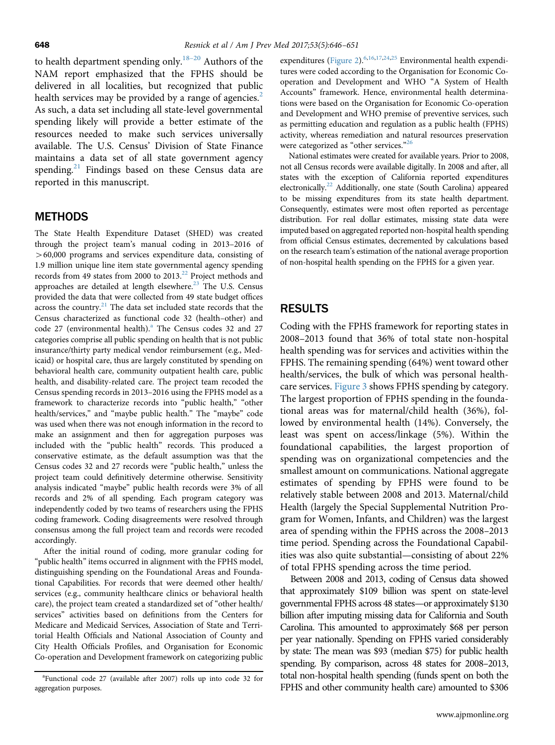to health department spending only.[18–20] Authors of the NAM report emphasized that the FPHS should be delivered in all localities, but recognized that public health services may be provided by a range of agencies.[2] As such, a data set including all state-level governmental spending likely will provide a better estimate of the resources needed to make such services universally available. The U.S. Census' Division of State Finance maintains a data set of all state government agency spending.[21] Findings based on these Census data are reported in this manuscript.

## METHODS

The State Health Expenditure Dataset (SHED) was created through the project team's manual coding in 2013–2016 of >60,000 programs and services expenditure data, consisting of 1.9 million unique line item state governmental agency spending records from 49 states from 2000 to 2013.[22] Project methods and approaches are detailed at length elsewhere.[23] The U.S. Census provided the data that were collected from 49 state budget offices across the country.[21] The data set included state records that the Census characterized as functional code 32 (health–other) and code 27 (environmental health).[a] The Census codes 32 and 27 categories comprise all public spending on health that is not public insurance/thirty party medical vendor reimbursement (e.g., Medicaid) or hospital care, thus are largely constituted by spending on behavioral health care, community outpatient health care, public health, and disability-related care. The project team recoded the Census spending records in 2013–2016 using the FPHS model as a framework to characterize records into "public health," "other health/services," and "maybe public health." The "maybe" code was used when there was not enough information in the record to make an assignment and then for aggregation purposes was included with the "public health" records. This produced a conservative estimate, as the default assumption was that the Census codes 32 and 27 records were "public health," unless the project team could definitively determine otherwise. Sensitivity analysis indicated "maybe" public health records were 3% of all records and 2% of all spending. Each program category was independently coded by two teams of researchers using the FPHS coding framework. Coding disagreements were resolved through consensus among the full project team and records were recoded accordingly.

After the initial round of coding, more granular coding for "public health" items occurred in alignment with the FPHS model, distinguishing spending on the Foundational Areas and Foundational Capabilities. For records that were deemed other health/services (e.g., community healthcare clinics or behavioral health care), the project team created a standardized set of "other health/services" activities based on definitions from the Centers for Medicare and Medicaid Services, Association of State and Territorial Health Officials and National Association of County and City Health Officials Profiles, and Organisation for Economic Co-operation and Development framework on categorizing public expenditures (Figure 2).[6,16,17,24,25] Environmental health expenditures were coded according to the Organisation for Economic Co-operation and Development and WHO "A System of Health Accounts" framework. Hence, environmental health determinations were based on the Organisation for Economic Co-operation and Development and WHO premise of preventive services, such as permitting education and regulation as a public health (FPHS) activity, whereas remediation and natural resources preservation were categorized as "other services."[26]

National estimates were created for available years. Prior to 2008, not all Census records were available digitally. In 2008 and after, all states with the exception of California reported expenditures electronically.[22] Additionally, one state (South Carolina) appeared to be missing expenditures from its state health department. Consequently, estimates were most often reported as percentage distribution. For real dollar estimates, missing state data were imputed based on aggregated reported non-hospital health spending from official Census estimates, decremented by calculations based on the research team's estimation of the national average proportion of non-hospital health spending on the FPHS for a given year.

## RESULTS

Coding with the FPHS framework for reporting states in 2008–2013 found that 36% of total state non-hospital health spending was for services and activities within the FPHS. The remaining spending (64%) went toward other health/services, the bulk of which was personal healthcare services. Figure 3 shows FPHS spending by category. The largest proportion of FPHS spending in the foundational areas was for maternal/child health (36%), followed by environmental health (14%). Conversely, the least was spent on access/linkage (5%). Within the foundational capabilities, the largest proportion of spending was on organizational competencies and the smallest amount on communications. National aggregate estimates of spending by FPHS were found to be relatively stable between 2008 and 2013. Maternal/child Health (largely the Special Supplemental Nutrition Program for Women, Infants, and Children) was the largest area of spending within the FPHS across the 2008–2013 time period. Spending across the Foundational Capabilities was also quite substantial—consisting of about 22% of total FPHS spending across the time period.

Between 2008 and 2013, coding of Census data showed that approximately $109 billion was spent on state-level governmental FPHS across 48 states—or approximately $130 billion after imputing missing data for California and South Carolina. This amounted to approximately $68 per person per year nationally. Spending on FPHS varied considerably by state: The mean was $93 (median $75) for public health spending. By comparison, across 48 states for 2008–2013, total non-hospital health spending (funds spent on both the FPHS and other community health care) amounted to $306

[a]Functional code 27 (available after 2007) rolls up into code 32 for aggregation purposes.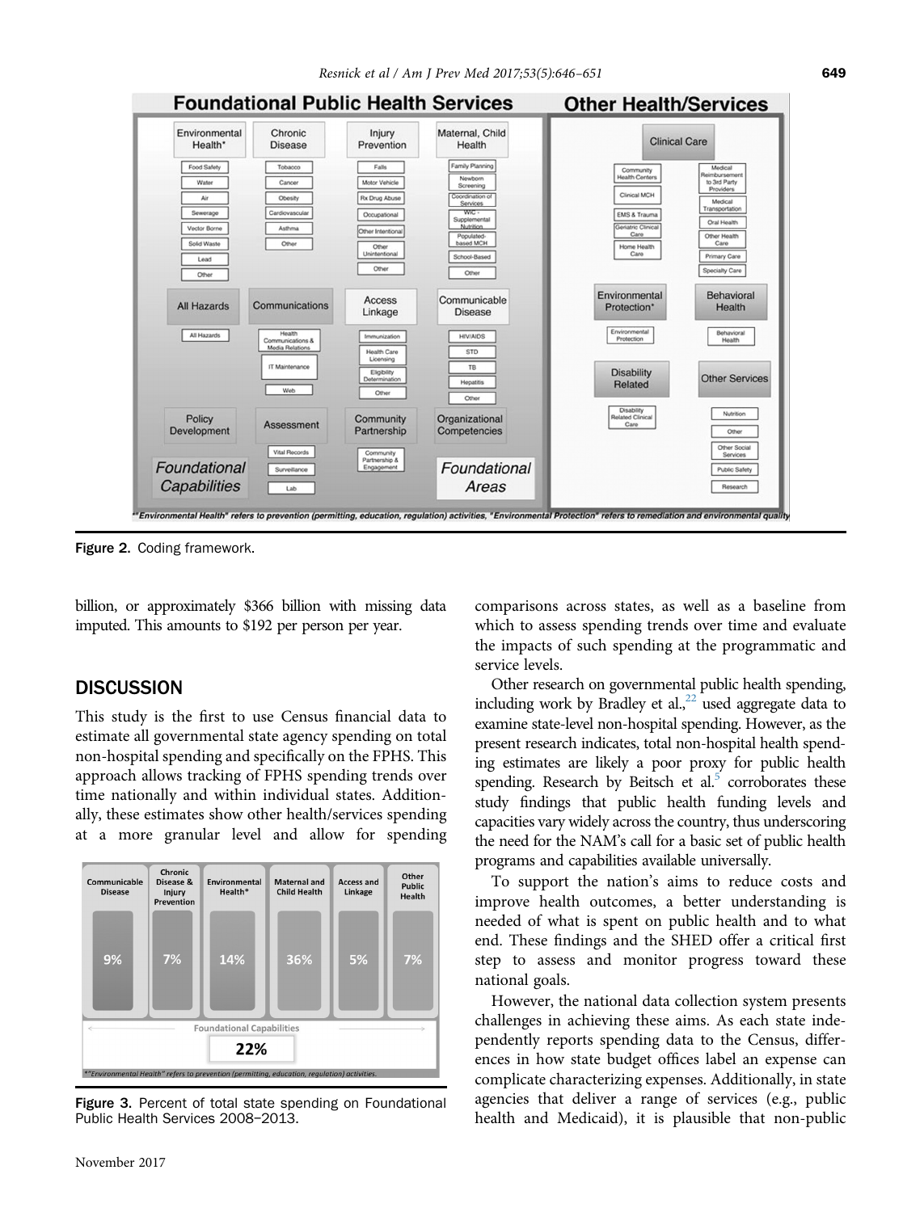Figure 2. Coding framework.

billion, or approximately $366 billion with missing data imputed. This amounts to $192 per person per year.

## DISCUSSION

This study is the first to use Census financial data to estimate all governmental state agency spending on total non-hospital spending and specifically on the FPHS. This approach allows tracking of FPHS spending trends over time nationally and within individual states. Additionally, these estimates show other health/services spending at a more granular level and allow for spending comparisons across states, as well as a baseline from which to assess spending trends over time and evaluate the impacts of such spending at the programmatic and service levels.

Figure 3. Percent of total state spending on Foundational Public Health Services 2008–2013.

Other research on governmental public health spending, including work by Bradley et al.,[22] used aggregate data to examine state-level non-hospital spending. However, as the present research indicates, total non-hospital health spending estimates are likely a poor proxy for public health spending. Research by Beitsch et al.[5] corroborates these study findings that public health funding levels and capacities vary widely across the country, thus underscoring the need for the NAM's call for a basic set of public health programs and capabilities available universally.

To support the nation's aims to reduce costs and improve health outcomes, a better understanding is needed of what is spent on public health and to what end. These findings and the SHED offer a critical first step to assess and monitor progress toward these national goals.

However, the national data collection system presents challenges in achieving these aims. As each state independently reports spending data to the Census, differences in how state budget offices label an expense can complicate characterizing expenses. Additionally, in state agencies that deliver a range of services (e.g., public health and Medicaid), it is plausible that non-public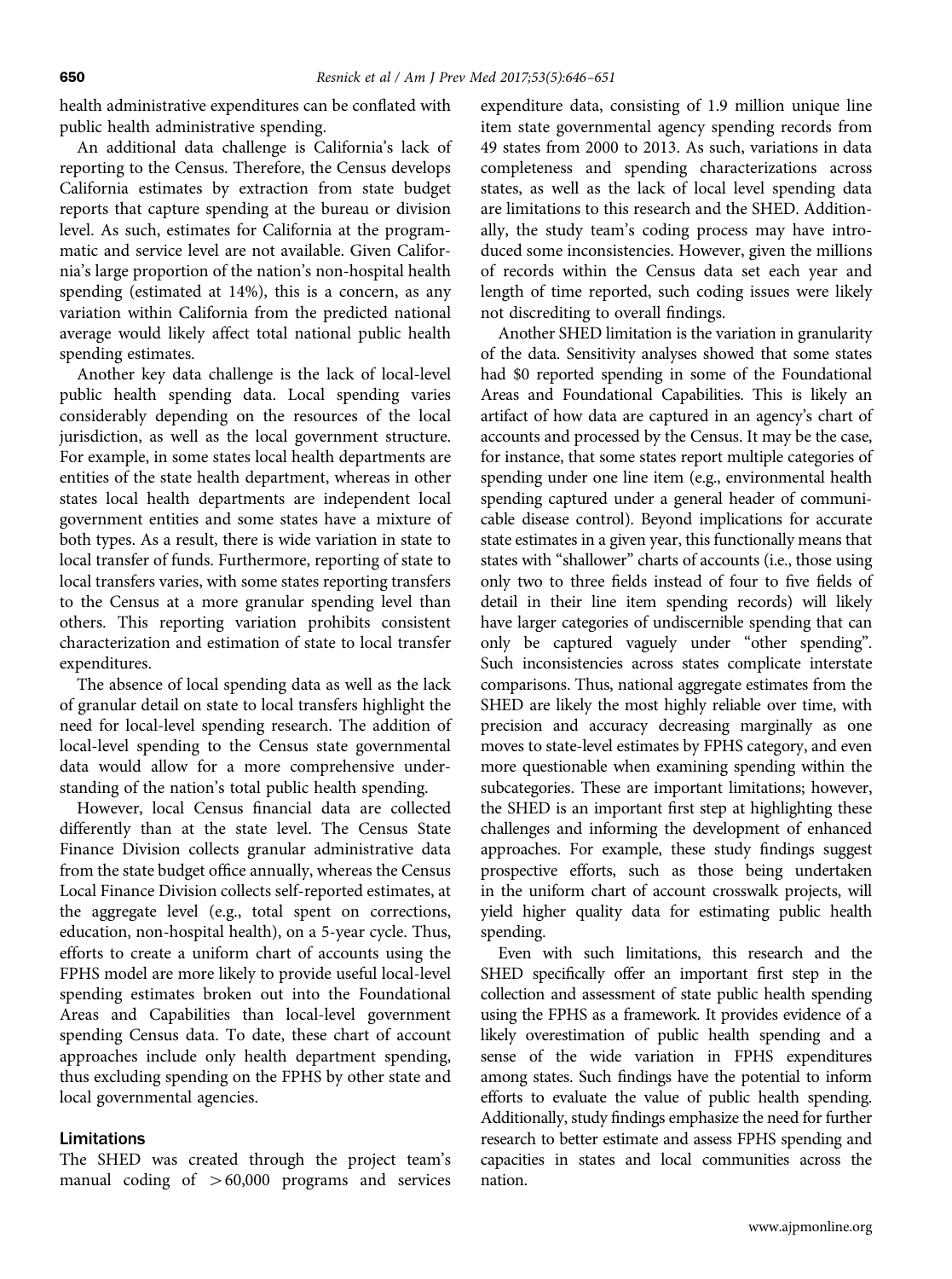health administrative expenditures can be conflated with public health administrative spending.

An additional data challenge is California's lack of reporting to the Census. Therefore, the Census develops California estimates by extraction from state budget reports that capture spending at the bureau or division level. As such, estimates for California at the programmatic and service level are not available. Given California's large proportion of the nation's non-hospital health spending (estimated at 14%), this is a concern, as any variation within California from the predicted national average would likely affect total national public health spending estimates.

Another key data challenge is the lack of local-level public health spending data. Local spending varies considerably depending on the resources of the local jurisdiction, as well as the local government structure. For example, in some states local health departments are entities of the state health department, whereas in other states local health departments are independent local government entities and some states have a mixture of both types. As a result, there is wide variation in state to local transfer of funds. Furthermore, reporting of state to local transfers varies, with some states reporting transfers to the Census at a more granular spending level than others. This reporting variation prohibits consistent characterization and estimation of state to local transfer expenditures.

The absence of local spending data as well as the lack of granular detail on state to local transfers highlight the need for local-level spending research. The addition of local-level spending to the Census state governmental data would allow for a more comprehensive understanding of the nation's total public health spending.

However, local Census financial data are collected differently than at the state level. The Census State Finance Division collects granular administrative data from the state budget office annually, whereas the Census Local Finance Division collects self-reported estimates, at the aggregate level (e.g., total spent on corrections, education, non-hospital health), on a 5-year cycle. Thus, efforts to create a uniform chart of accounts using the FPHS model are more likely to provide useful local-level spending estimates broken out into the Foundational Areas and Capabilities than local-level government spending Census data. To date, these chart of account approaches include only health department spending, thus excluding spending on the FPHS by other state and local governmental agencies.

## Limitations

The SHED was created through the project team's manual coding of >60,000 programs and services expenditure data, consisting of 1.9 million unique line item state governmental agency spending records from 49 states from 2000 to 2013. As such, variations in data completeness and spending characterizations across states, as well as the lack of local level spending data are limitations to this research and the SHED. Additionally, the study team's coding process may have introduced some inconsistencies. However, given the millions of records within the Census data set each year and length of time reported, such coding issues were likely not discrediting to overall findings.

Another SHED limitation is the variation in granularity of the data. Sensitivity analyses showed that some states had $0 reported spending in some of the Foundational Areas and Foundational Capabilities. This is likely an artifact of how data are captured in an agency's chart of accounts and processed by the Census. It may be the case, for instance, that some states report multiple categories of spending under one line item (e.g., environmental health spending captured under a general header of communicable disease control). Beyond implications for accurate state estimates in a given year, this functionally means that states with "shallower" charts of accounts (i.e., those using only two to three fields instead of four to five fields of detail in their line item spending records) will likely have larger categories of undiscernible spending that can only be captured vaguely under "other spending". Such inconsistencies across states complicate interstate comparisons. Thus, national aggregate estimates from the SHED are likely the most highly reliable over time, with precision and accuracy decreasing marginally as one moves to state-level estimates by FPHS category, and even more questionable when examining spending within the subcategories. These are important limitations; however, the SHED is an important first step at highlighting these challenges and informing the development of enhanced approaches. For example, these study findings suggest prospective efforts, such as those being undertaken in the uniform chart of account crosswalk projects, will yield higher quality data for estimating public health spending.

Even with such limitations, this research and the SHED specifically offer an important first step in the collection and assessment of state public health spending using the FPHS as a framework. It provides evidence of a likely overestimation of public health spending and a sense of the wide variation in FPHS expenditures among states. Such findings have the potential to inform efforts to evaluate the value of public health spending. Additionally, study findings emphasize the need for further research to better estimate and assess FPHS spending and capacities in states and local communities across the nation.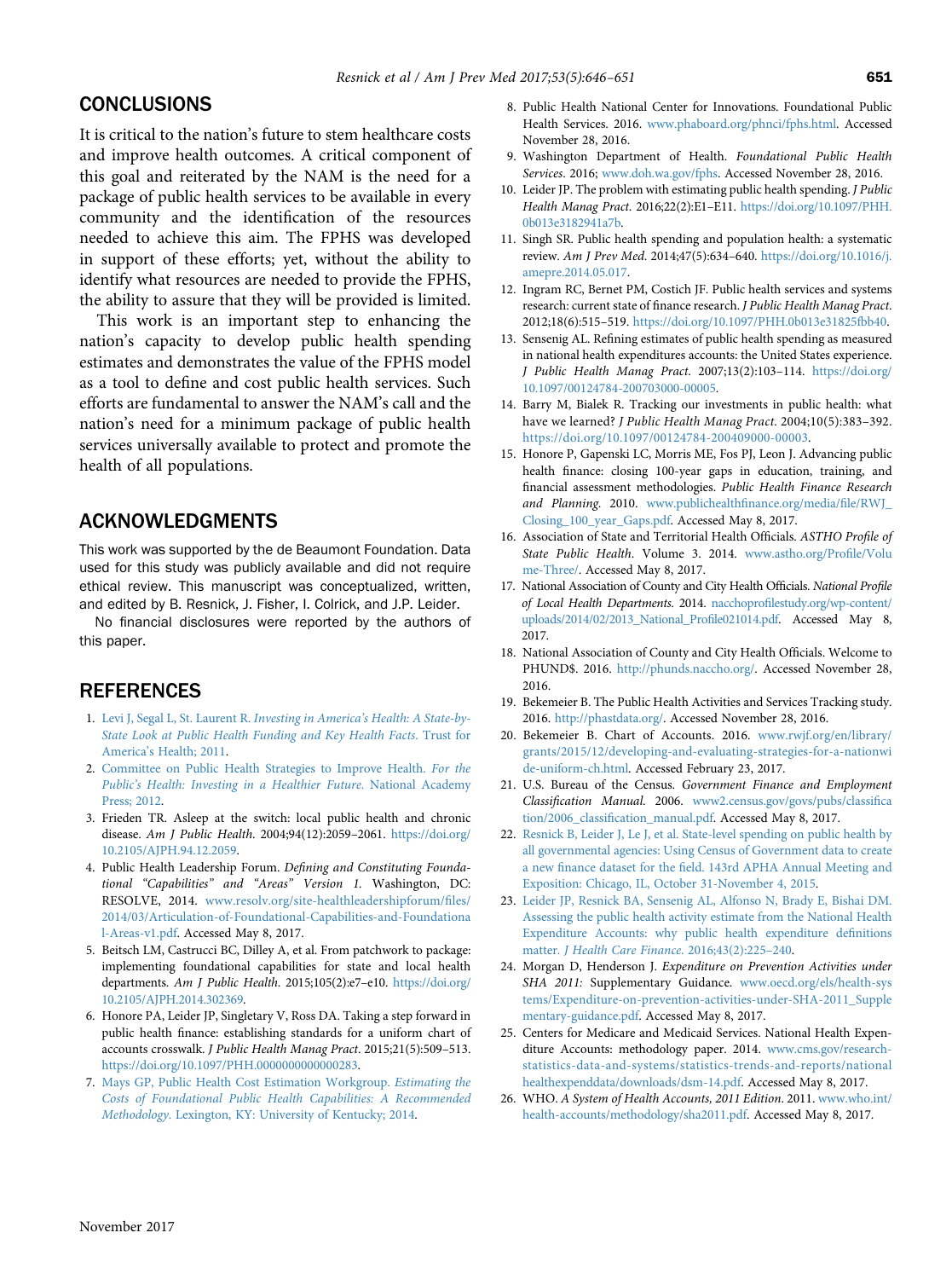## CONCLUSIONS

It is critical to the nation's future to stem healthcare costs and improve health outcomes. A critical component of this goal and reiterated by the NAM is the need for a package of public health services to be available in every community and the identification of the resources needed to achieve this aim. The FPHS was developed in support of these efforts; yet, without the ability to identify what resources are needed to provide the FPHS, the ability to assure that they will be provided is limited.

This work is an important step to enhancing the nation's capacity to develop public health spending estimates and demonstrates the value of the FPHS model as a tool to define and cost public health services. Such efforts are fundamental to answer the NAM's call and the nation's need for a minimum package of public health services universally available to protect and promote the health of all populations.

## ACKNOWLEDGMENTS

This work was supported by the de Beaumont Foundation. Data used for this study was publicly available and did not require ethical review. This manuscript was conceptualized, written, and edited by B. Resnick, J. Fisher, I. Colrick, and J.P. Leider.

No financial disclosures were reported by the authors of this paper.

## REFERENCES

1. Levi J, Segal L, St. Laurent R. *Investing in America's Health: A State-by-State Look at Public Health Funding and Key Health Facts.* Trust for America's Health; 2011.
2. Committee on Public Health Strategies to Improve Health. *For the Public's Health: Investing in a Healthier Future.* National Academy Press; 2012.
3. Frieden TR. Asleep at the switch: local public health and chronic disease. *Am J Public Health.* 2004;94(12):2059–2061. https://doi.org/10.2105/AJPH.94.12.2059.
4. Public Health Leadership Forum. *Defining and Constituting Foundational "Capabilities" and "Areas" Version 1.* Washington, DC: RESOLVE, 2014. www.resolv.org/site-healthleadershipforum/files/2014/03/Articulation-of-Foundational-Capabilities-and-Foundational-Areas-v1.pdf. Accessed May 8, 2017.
5. Beitsch LM, Castrucci BC, Dilley A, et al. From patchwork to package: implementing foundational capabilities for state and local health departments. *Am J Public Health.* 2015;105(2):e7–e10. https://doi.org/10.2105/AJPH.2014.302369.
6. Honore PA, Leider JP, Singletary V, Ross DA. Taking a step forward in public health finance: establishing standards for a uniform chart of accounts crosswalk. *J Public Health Manag Pract.* 2015;21(5):509–513. https://doi.org/10.1097/PHH.0000000000000283.
7. Mays GP, Public Health Cost Estimation Workgroup. *Estimating the Costs of Foundational Public Health Capabilities: A Recommended Methodology.* Lexington, KY: University of Kentucky; 2014.
8. Public Health National Center for Innovations. Foundational Public Health Services. 2016. www.phaboard.org/phnci/fphs.html. Accessed November 28, 2016.
9. Washington Department of Health. *Foundational Public Health Services*. 2016; www.doh.wa.gov/fphs. Accessed November 28, 2016.
10. Leider JP. The problem with estimating public health spending. *J Public Health Manag Pract.* 2016;22(2):E1–E11. https://doi.org/10.1097/PHH.0b013e3182941a7b.
11. Singh SR. Public health spending and population health: a systematic review. *Am J Prev Med.* 2014;47(5):634–640. https://doi.org/10.1016/j.amepre.2014.05.017.
12. Ingram RC, Bernet PM, Costich JF. Public health services and systems research: current state of finance research. *J Public Health Manag Pract.* 2012;18(6):515–519. https://doi.org/10.1097/PHH.0b013e31825fbb40.
13. Sensenig AL. Refining estimates of public health spending as measured in national health expenditures accounts: the United States experience. *J Public Health Manag Pract.* 2007;13(2):103–114. https://doi.org/10.1097/00124784-200703000-00005.
14. Barry M, Bialek R. Tracking our investments in public health: what have we learned? *J Public Health Manag Pract.* 2004;10(5):383–392. https://doi.org/10.1097/00124784-200409000-00003.
15. Honore P, Gapenski LC, Morris ME, Fos PJ, Leon J. Advancing public health finance: closing 100-year gaps in education, training, and financial assessment methodologies. *Public Health Finance Research and Planning.* 2010. www.publichealthfinance.org/media/file/RWJ_Closing_100_year_Gaps.pdf. Accessed May 8, 2017.
16. Association of State and Territorial Health Officials. *ASTHO Profile of State Public Health.* Volume 3. 2014. www.astho.org/Profile/Volume-Three/. Accessed May 8, 2017.
17. National Association of County and City Health Officials. *National Profile of Local Health Departments.* 2014. nacchoprofilestudy.org/wp-content/uploads/2014/02/2013_National_Profile021014.pdf. Accessed May 8, 2017.
18. National Association of County and City Health Officials. Welcome to PHUND$. 2016. http://phunds.naccho.org/. Accessed November 28, 2016.
19. Bekemeier B. The Public Health Activities and Services Tracking study. 2016. http://phastdata.org/. Accessed November 28, 2016.
20. Bekemeier B. Chart of Accounts. 2016. www.rwjf.org/en/library/grants/2015/12/developing-and-evaluating-strategies-for-a-nationwide-uniform-ch.html. Accessed February 23, 2017.
21. U.S. Bureau of the Census. *Government Finance and Employment Classification Manual.* 2006. www2.census.gov/govs/pubs/classification/2006_classification_manual.pdf. Accessed May 8, 2017.
22. Resnick B, Leider J, Le J, et al. State-level spending on public health by all governmental agencies: Using Census of Government data to create a new finance dataset for the field. 143rd APHA Annual Meeting and Exposition: Chicago, IL, October 31-November 4, 2015.
23. Leider JP, Resnick BA, Sensenig AL, Alfonso N, Brady E, Bishai DM. Assessing the public health activity estimate from the National Health Expenditure Accounts: why public health expenditure definitions matter. *J Health Care Finance.* 2016;43(2):225–240.
24. Morgan D, Henderson J. *Expenditure on Prevention Activities under SHA 2011:* Supplementary Guidance. www.oecd.org/els/health-systems/Expenditure-on-prevention-activities-under-SHA-2011_Supplementary-guidance.pdf. Accessed May 8, 2017.
25. Centers for Medicare and Medicaid Services. National Health Expenditure Accounts: methodology paper. 2014. www.cms.gov/research-statistics-data-and-systems/statistics-trends-and-reports/nationalhealthexpenddata/downloads/dsm-14.pdf. Accessed May 8, 2017.
26. WHO. *A System of Health Accounts, 2011 Edition.* 2011. www.who.int/health-accounts/methodology/sha2011.pdf. Accessed May 8, 2017.